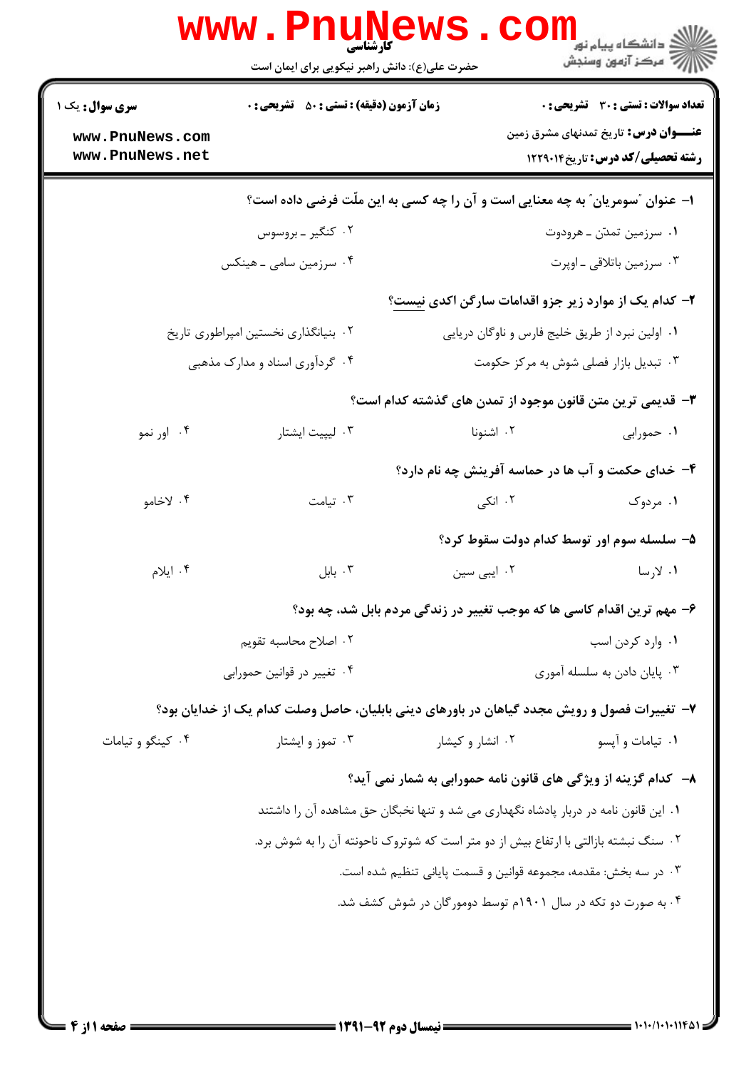کارشناسی

حضرت علی(ع): دانش راهبر نیکویی برای ایمان است

**سری سوال:** یک ۱

**زمان آزمون (دقیقه) : تستی : ۵۰ تشریحی : ۰**

**تعداد سوالات : تستی : ۳۰ تشریحی : ۰**

**عنوان درس:** تاریخ تمدنهای مشرق زمین

**رشته تحصیلی/کد درس:** تاریخ ۱۲۲۹۰۱۴

۱- عنوان "سومریان" به چه معنایی است و آن را چه کسی به این ملّت فرضی داده است؟

۱. سرزمین تمدّن ـ هرودوت
۲. کنگیر ـ بروسوس
۳. سرزمین باتلاقی ـ اوپرت
۴. سرزمین سامی ـ هینکس

۲- کدام یک از موارد زیر جزو اقدامات سارگن اکدی نیست؟

۱. اولین نبرد از طریق خلیج فارس و ناوگان دریایی
۲. بنیانگذاری نخستین امپراطوری تاریخ
۳. تبدیل بازار فصلی شوش به مرکز حکومت
۴. گردآوری اسناد و مدارک مذهبی

۳- قدیمی ترین متن قانون موجود از تمدن های گذشته کدام است؟

۱. حمورابی
۲. اشنونا
۳. لیپیت ایشتار
۴. اور نمو

۴- خدای حکمت و آب ها در حماسه آفرینش چه نام دارد؟

۱. مردوک
۲. انکی
۳. تیامت
۴. لاخامو

۵- سلسله سوم اور توسط کدام دولت سقوط کرد؟

۱. لارسا
۲. ایبی سین
۳. بابل
۴. ایلام

۶- مهم ترین اقدام کاسی ها که موجب تغییر در زندگی مردم بابل شد، چه بود؟

۱. وارد کردن اسب
۲. اصلاح محاسبه تقویم
۳. پایان دادن به سلسله آموری
۴. تغییر در قوانین حمورابی

۷- تغییرات فصول و رویش مجدد گیاهان در باورهای دینی بابلیان، حاصل وصلت کدام یک از خدایان بود؟

۱. تیامات و آپسو
۲. انشار و کیشار
۳. تموز و ایشتار
۴. کینگو و تیامات

۸- کدام گزینه از ویژگی های قانون نامه حمورابی به شمار نمی آید؟

۱. این قانون نامه در دربار پادشاه نگهداری می شد و تنها نخبگان حق مشاهده آن را داشتند
۲. سنگ نبشته بازالتی با ارتفاع بیش از دو متر است که شوتروک ناحونته آن را به شوش برد.
۳. در سه بخش: مقدمه، مجموعه قوانین و قسمت پایانی تنظیم شده است.
۴. به صورت دو تکه در سال ۱۹۰۱م توسط دومورگان در شوش کشف شد.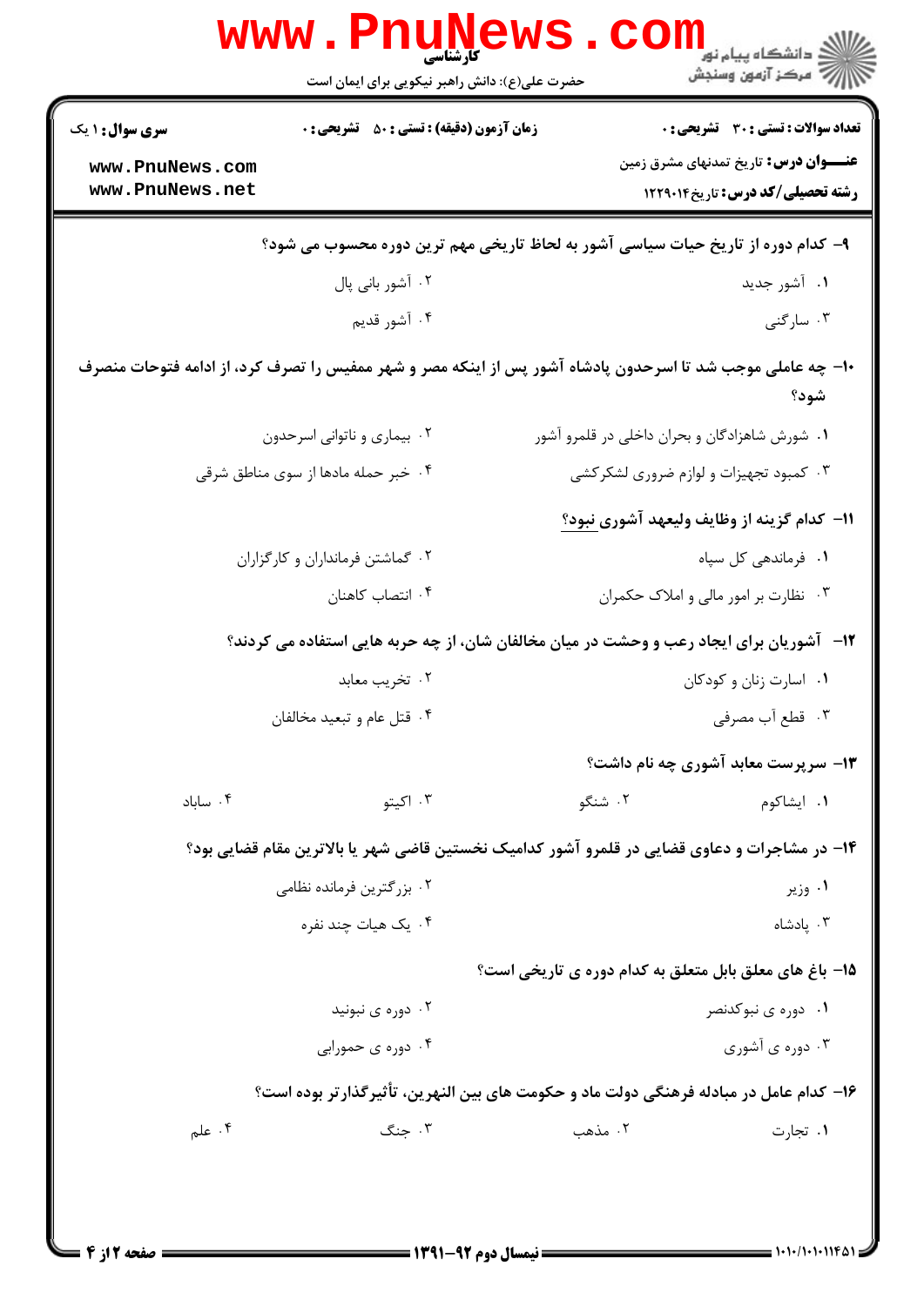کارشناسی

حضرت علی(ع): دانش راهبر نیکویی برای ایمان است

**سری سوال:** ۱ یک | **زمان آزمون (دقیقه) : تستی :** ۵۰ **تشریحی :** ۰ | **تعداد سوالات : تستی :** ۳۰ **تشریحی :** ۰

**عنـــوان درس:** تاریخ تمدنهای مشرق زمین

**رشته تحصیلی/کد درس:** تاریخ ۱۲۲۹۰۱۴

۹- کدام دوره از تاریخ حیات سیاسی آشور به لحاظ تاریخی مهم ترین دوره محسوب می شود؟

۱. آشور جدید
۲. آشور بانی پال
۳. سارگنی
۴. آشور قدیم

۱۰- چه عاملی موجب شد تا اسرحدون پادشاه آشور پس از اینکه مصر و شهر ممفیس را تصرف کرد، از ادامه فتوحات منصرف شود؟

۱. شورش شاهزادگان و بحران داخلی در قلمرو آشور
۲. بیماری و ناتوانی اسرحدون
۳. کمبود تجهیزات و لوازم ضروری لشکرکشی
۴. خبر حمله مادها از سوی مناطق شرقی

۱۱- کدام گزینه از وظایف ولیعهد آشوری نبود؟

۱. فرماندهی کل سپاه
۲. گماشتن فرمانداران و کارگزاران
۳. نظارت بر امور مالی و املاک حکمران
۴. انتصاب کاهنان

۱۲- آشوریان برای ایجاد رعب و وحشت در میان مخالفان شان، از چه حربه هایی استفاده می کردند؟

۱. اسارت زنان و کودکان
۲. تخریب معابد
۳. قطع آب مصرفی
۴. قتل عام و تبعید مخالفان

۱۳- سرپرست معابد آشوری چه نام داشت؟

۱. ایشاکوم
۲. شنگو
۳. اکیتو
۴. ساباد

۱۴- در مشاجرات و دعاوی قضایی در قلمرو آشور کدامیک نخستین قاضی شهر یا بالاترین مقام قضایی بود؟

۱. وزیر
۲. بزرگترین فرمانده نظامی
۳. پادشاه
۴. یک هیات چند نفره

۱۵- باغ های معلق بابل متعلق به کدام دوره ی تاریخی است؟

۱. دوره ی نبوکدنصر
۲. دوره ی نبونید
۳. دوره ی آشوری
۴. دوره ی حمورابی

۱۶- کدام عامل در مبادله فرهنگی دولت ماد و حکومت های بین النهرین، تأثیرگذارتر بوده است؟

۱. تجارت
۲. مذهب
۳. جنگ
۴. علم

نیمسال دوم ۹۲-۱۳۹۱

۱۰۱۰/۱۰۱۰۱۱۴۵۱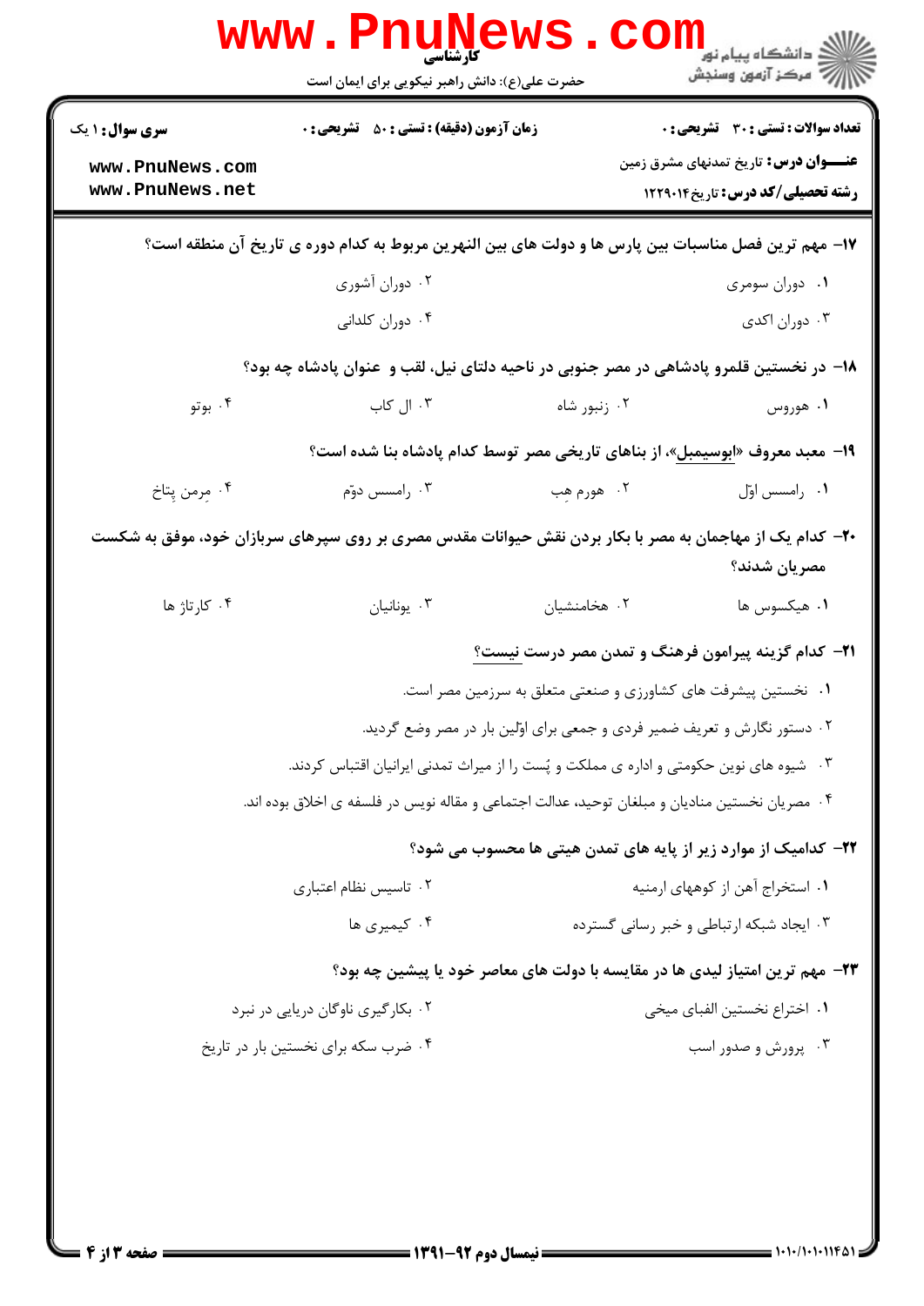۱۷- مهم ترین فصل مناسبات بین پارس ها و دولت های بین النهرین مربوط به کدام دوره ی تاریخ آن منطقه است؟

۱. دوران سومری
۲. دوران آشوری
۳. دوران اکدی
۴. دوران کلدانی

۱۸- در نخستین قلمرو پادشاهی در مصر جنوبی در ناحیه دلتای نیل، لقب و عنوان پادشاه چه بود؟

۱. هوروس
۲. زنبور شاه
۳. ال کاب
۴. بوتو

۱۹- معبد معروف «ابوسیمبل»، از بناهای تاریخی مصر توسط کدام پادشاه بنا شده است؟

۱. رامسس اوّل
۲. هورم هِب
۳. رامسس دوّم
۴. مِرمن پِتاخ

۲۰- کدام یک از مهاجمان به مصر با بکار بردن نقش حیوانات مقدس مصری بر روی سپرهای سربازان خود، موفق به شکست مصریان شدند؟

۱. هیکسوس ها
۲. هخامنشیان
۳. یونانیان
۴. کارتاژ ها

۲۱- کدام گزینه پیرامون فرهنگ و تمدن مصر درست **نیست**؟

۱. نخستین پیشرفت های کشاورزی و صنعتی متعلق به سرزمین مصر است.
۲. دستور نگارش و تعریف ضمیر فردی و جمعی برای اوّلین بار در مصر وضع گردید.
۳. شیوه های نوین حکومتی و اداره ی مملکت و پُست را از میراث تمدنی ایرانیان اقتباس کردند.
۴. مصریان نخستین منادیان و مبلغان توحید، عدالت اجتماعی و مقاله نویس در فلسفه ی اخلاق بوده اند.

۲۲- کدامیک از موارد زیر از پایه های تمدن هیتی ها محسوب می شود؟

۱. استخراج آهن از کوههای ارمنیه
۲. تاسیس نظام اعتباری
۳. ایجاد شبکه ارتباطی و خبر رسانی گسترده
۴. کیمیری ها

۲۳- مهم ترین امتیاز لیدی ها در مقایسه با دولت های معاصر خود یا پیشین چه بود؟

۱. اختراع نخستین الفبای میخی
۲. بکارگیری ناوگان دریایی در نبرد
۳. پرورش و صدور اسب
۴. ضرب سکه برای نخستین بار در تاریخ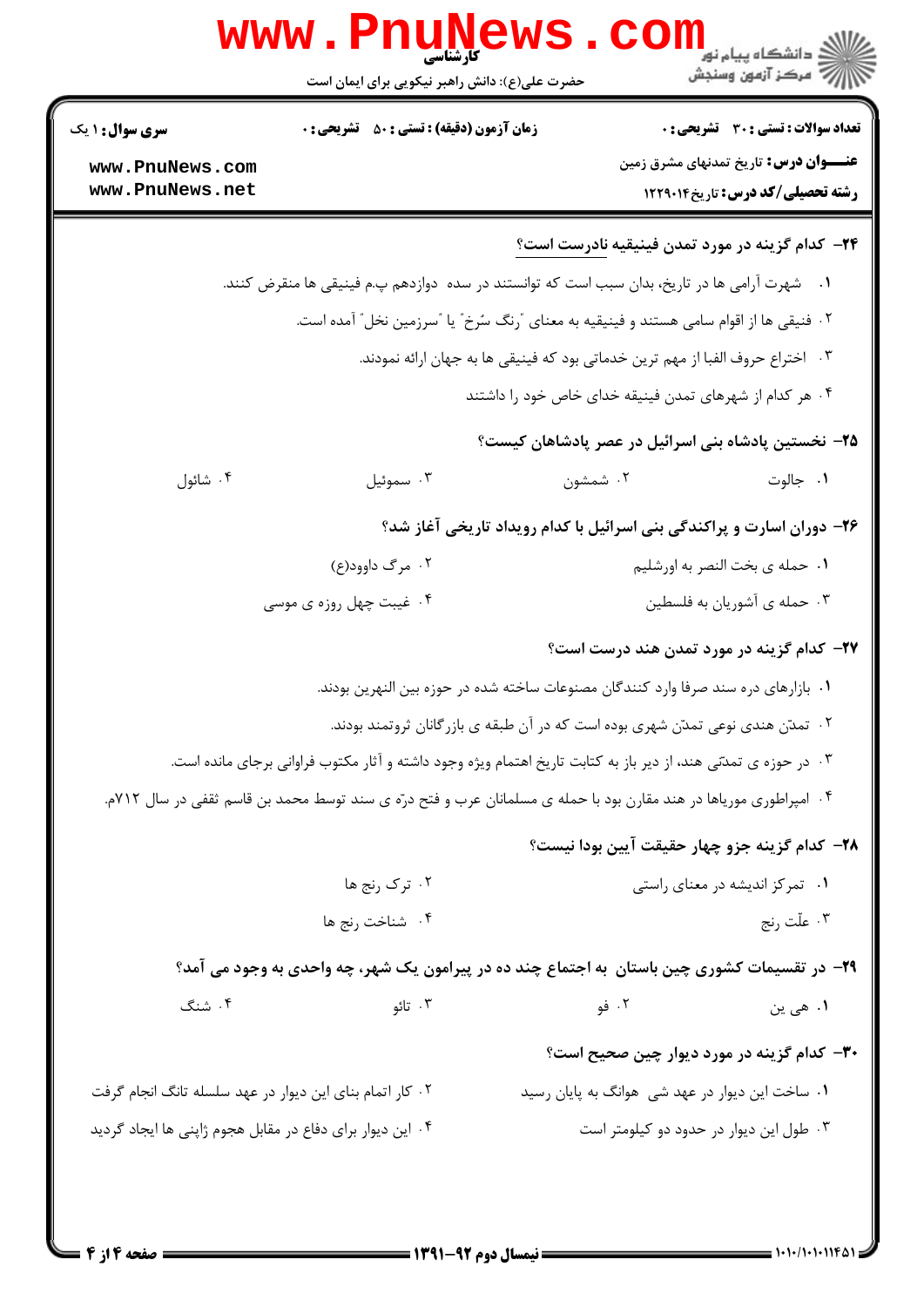۲۴- کدام گزینه در مورد تمدن فینیقیه نادرست است؟

۱. شهرت آرامی ها در تاریخ، بدان سبب است که توانستند در سده دوازدهم پ.م فینیقی ها منقرض کنند.

۲. فنیقی ها از اقوام سامی هستند و فینیقیه به معنای "رنگ سرخ" یا "سرزمین نخل" آمده است.

۳. اختراع حروف الفبا از مهم ترین خدماتی بود که فینیقی ها به جهان ارائه نمودند.

۴. هر کدام از شهرهای تمدن فینیقه خدای خاص خود را داشتند

۲۵- نخستین پادشاه بنی اسرائیل در عصر پادشاهان کیست؟

۱. جالوت ۲. شمشون ۳. سموئیل ۴. شائول

۲۶- دوران اسارت و پراکندگی بنی اسرائیل با کدام رویداد تاریخی آغاز شد؟

۱. حمله ی بخت النصر به اورشلیم ۲. مرگ داوود(ع)

۳. حمله ی آشوریان به فلسطین ۴. غیبت چهل روزه ی موسی

۲۷- کدام گزینه در مورد تمدن هند درست است؟

۱. بازارهای دره سند صرفا وارد کنندگان مصنوعات ساخته شده در حوزه بین النهرین بودند.

۲. تمدّن هندی نوعی تمدّن شهری بوده است که در آن طبقه ی بازرگانان ثروتمند بودند.

۳. در حوزه ی تمدنی هند، از دیر باز به کتابت تاریخ اهتمام ویژه وجود داشته و آثار مکتوب فراوانی برجای مانده است.

۴. امپراطوری موریاها در هند مقارن بود با حمله ی مسلمانان عرب و فتح درّه ی سند توسط محمد بن قاسم ثقفی در سال ۷۱۲م.

۲۸- کدام گزینه جزو چهار حقیقت آیین بودا نیست؟

۱. تمرکز اندیشه در معنای راستی ۲. ترک رنج ها

۳. علّت رنج ۴. شناخت رنج ها

۲۹- در تقسیمات کشوری چین باستان به اجتماع چند ده در پیرامون یک شهر، چه واحدی به وجود می آمد؟

۱. هی ین ۲. فو ۳. تائو ۴. شنگ

۳۰- کدام گزینه در مورد دیوار چین صحیح است؟

۱. ساخت این دیوار در عهد شی هوانگ به پایان رسید ۲. کار اتمام بنای این دیوار در عهد سلسله تانگ انجام گرفت

۳. طول این دیوار در حدود دو کیلومتر است ۴. این دیوار برای دفاع در مقابل هجوم ژاپنی ها ایجاد گردید